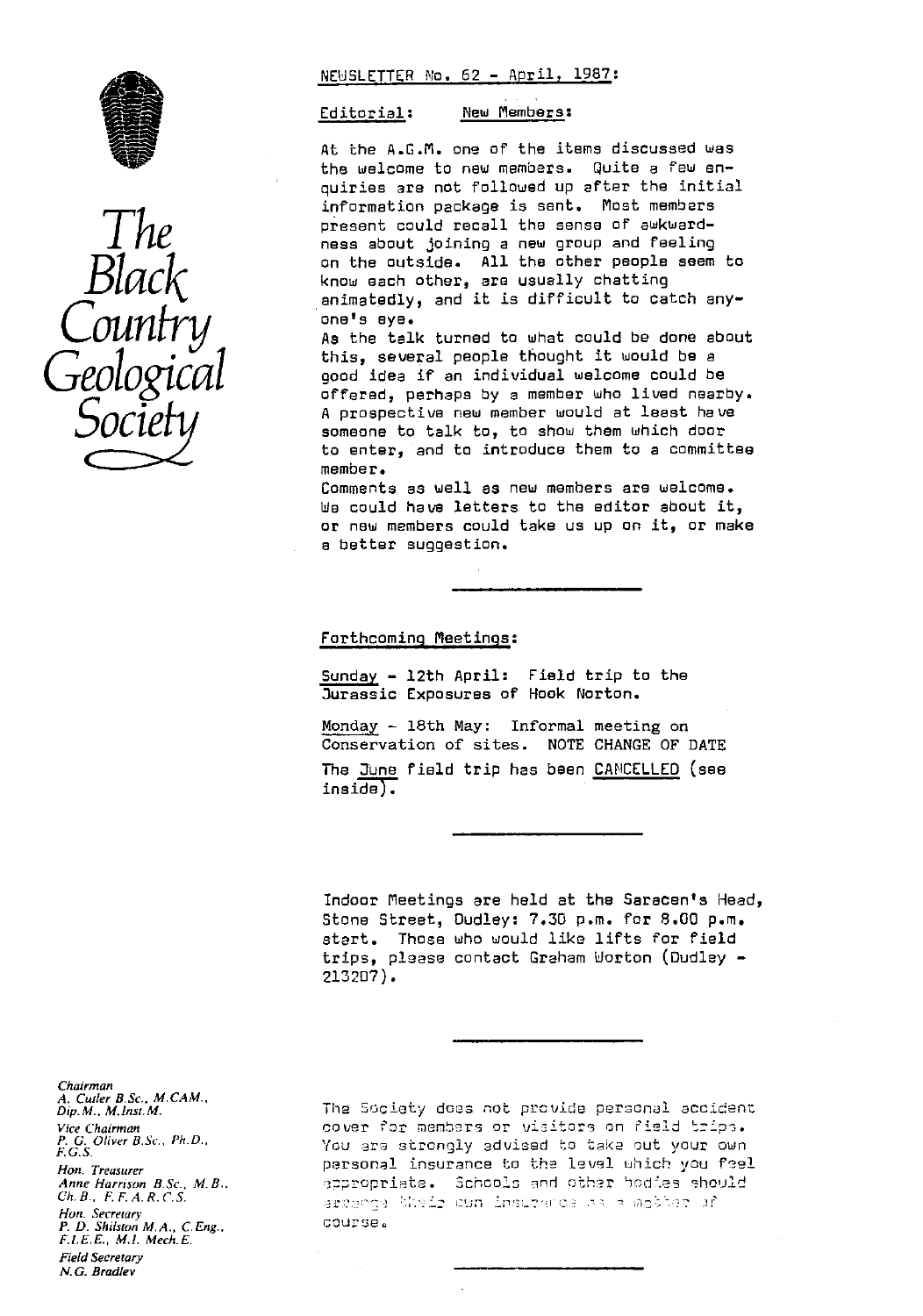# The Black Country Geological Society

NEWSLETTER No. 62 - April, 1987:

## Editorial: New Members:

At the A.G.M. one of the items discussed was the welcome to new members. Quite a few enquiries are not followed up after the initial information package is sent. Most members present could recall the sense of awkwardness about joining a new group and feeling on the outside. All the other people seem to know each other, are usually chatting animatedly, and it is difficult to catch anyone's eye.

As the talk turned to what could be done about this, several people thought it would be a good idea if an individual welcome could be offered, perhaps by a member who lived nearby. A prospective new member would at least have someone to talk to, to show them which door to enter, and to introduce them to a committee member.

Comments as well as new members are welcome. We could have letters to the editor about it, or new members could take us up on it, or make a better suggestion.

---

## Forthcoming Meetings:

Sunday - 12th April: Field trip to the Jurassic Exposures of Hook Norton.

Monday - 18th May: Informal meeting on Conservation of sites. NOTE CHANGE OF DATE

The June field trip has been CANCELLED (see inside).

---

Indoor Meetings are held at the Saracen's Head, Stone Street, Dudley: 7.30 p.m. for 8.00 p.m. start. Those who would like lifts for field trips, please contact Graham Worton (Dudley - 213207).

---

The Society does not provide personal accident cover for members or visitors on field trips. You are strongly advised to take out your own personal insurance to the level which you feel appropriate. Schools and other bodies should arrange their own insurance as a matter of course.

---

*Chairman*
*A. Cutler B.Sc., M.CAM., Dip.M., M.Inst.M.*

*Vice Chairman*
*P. G. Oliver B.Sc., Ph.D., F.G.S.*

*Hon. Treasurer*
*Anne Harrison B.Sc., M.B., Ch.B., F.F.A.R.C.S.*

*Hon. Secretary*
*P. D. Shilston M.A., C.Eng., F.I.E.E., M.I. Mech.E.*

*Field Secretary*
*N.G. Bradley*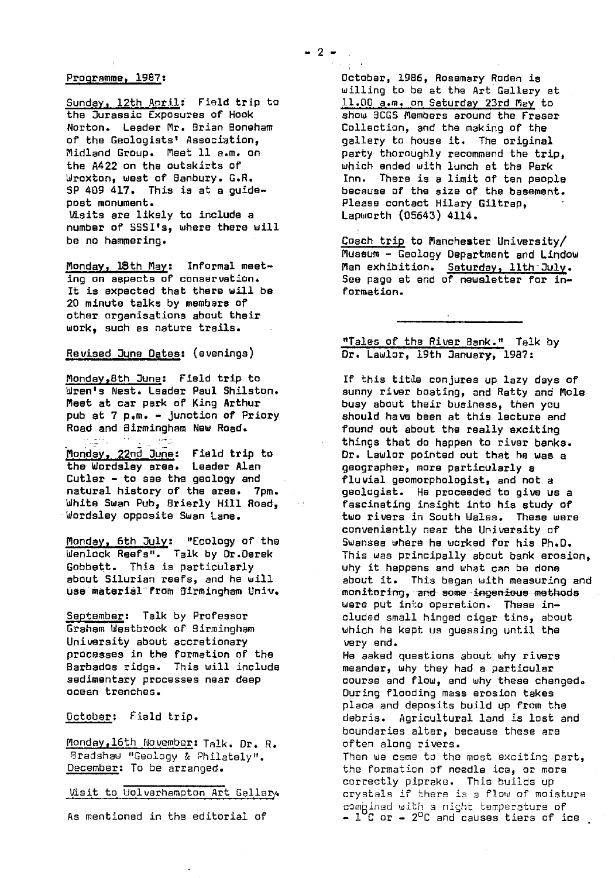Programme, 1987:

Sunday, 12th April: Field trip to the Jurassic Exposures of Hook Norton. Leader Mr. Brian Boneham of the Geologists' Association, Midland Group. Meet 11 a.m. on the A422 on the outskirts of Wroxton, west of Banbury. G.R. SP 409 417. This is at a guide-post monument. Visits are likely to include a number of SSSI's, where there will be no hammering.

Monday, 18th May: Informal meeting on aspects of conservation. It is expected that there will be 20 minute talks by members of other organisations about their work, such as nature trails.

Revised June Dates: (evenings)

Monday, 8th June: Field trip to Wren's Nest. Leader Paul Shilston. Meet at car park of King Arthur pub at 7 p.m. - junction of Priory Road and Birmingham New Road.

Monday, 22nd June: Field trip to the Wordsley area. Leader Alan Cutler - to see the geology and natural history of the area. 7pm. White Swan Pub, Brierly Hill Road, Wordsley opposite Swan Lane.

Monday, 6th July: "Ecology of the Wenlock Reefs". Talk by Dr. Derek Gobbett. This is particularly about Silurian reefs, and he will use material from Birmingham Univ.

September: Talk by Professor Graham Westbrook of Birmingham University about accretionary processes in the formation of the Barbados ridge. This will include sedimentary processes near deep ocean trenches.

October: Field trip.

Monday, 16th November: Talk. Dr. R. Bradshaw "Geology & Philately".
December: To be arranged.

Visit to Wolverhampton Art Gallery.

As mentioned in the editorial of October, 1986, Rosemary Roden is willing to be at the Art Gallery at 11.00 a.m. on Saturday 23rd May to show BCGS Members around the Fraser Collection, and the making of the gallery to house it. The original party thoroughly recommend the trip, which ended with lunch at the Park Inn. There is a limit of ten people because of the size of the basement. Please contact Hilary Giltrap, Lapworth (05643) 4114.

Coach trip to Manchester University/ Museum - Geology Department and Lindow Man exhibition. Saturday, 11th July. See page at end of newsletter for information.

---

"Tales of the River Bank." Talk by Dr. Lawlor, 19th January, 1987:

If this title conjures up lazy days of sunny river boating, and Ratty and Mole busy about their business, then you should have been at this lecture and found out about the really exciting things that do happen to river banks. Dr. Lawlor pointed out that he was a geographer, more particularly a fluvial geomorphologist, and not a geologist. He proceeded to give us a fascinating insight into his study of two rivers in South Wales. These were conveniently near the University of Swansea where he worked for his Ph.D. This was principally about bank erosion, why it happens and what can be done about it. This began with measuring and monitoring, ~~and some ingenious methods~~ were put into operation. These included small hinged cigar tins, about which he kept us guessing until the very end.
He asked questions about why rivers meander, why they had a particular course and flow, and why these changed. During flooding mass erosion takes place and deposits build up from the debris. Agricultural land is lost and boundaries alter, because these are often along rivers.
Then we came to the most exciting part, the formation of needle ice, or more correctly piprake. This builds up crystals if there is a flow of moisture combined with a night temperature of $-1^{0}C$ or $-2^{0}C$ and causes tiers of ice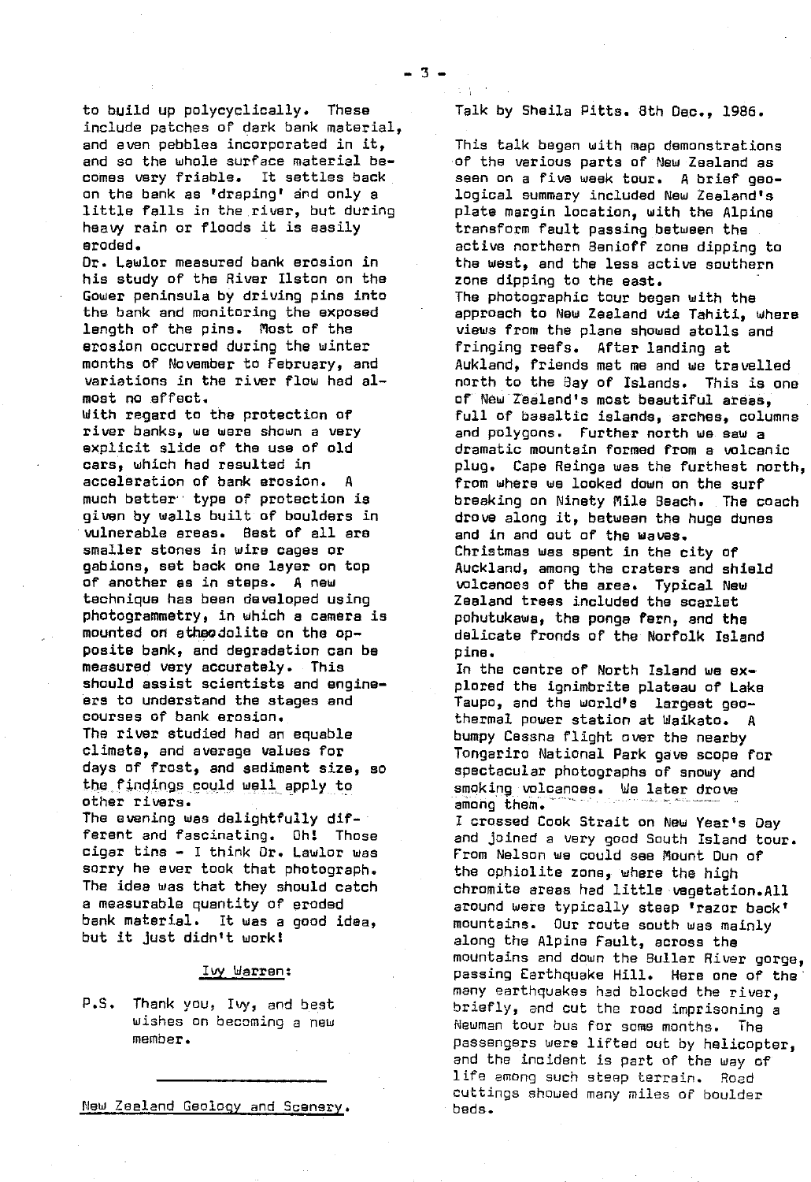to build up polycyclically. These include patches of dark bank material, and even pebbles incorporated in it, and so the whole surface material becomes very friable. It settles back on the bank as 'draping' and only a little falls in the river, but during heavy rain or floods it is easily eroded.

Dr. Lawlor measured bank erosion in his study of the River Ilston on the Gower peninsula by driving pins into the bank and monitoring the exposed length of the pins. Most of the erosion occurred during the winter months of November to February, and variations in the river flow had almost no effect.

With regard to the protection of river banks, we were shown a very explicit slide of the use of old cars, which had resulted in acceleration of bank erosion. A much better type of protection is given by walls built of boulders in vulnerable areas. Best of all are smaller stones in wire cages or gabions, set back one layer on top of another as in steps. A new technique has been developed using photogrammetry, in which a camera is mounted on a theodolite on the opposite bank, and degradation can be measured very accurately. This should assist scientists and engineers to understand the stages and courses of bank erosion.

The river studied had an equable climate, and average values for days of frost, and sediment size, so the findings could well apply to other rivers.

The evening was delightfully different and fascinating. Oh! Those cigar tins - I think Dr. Lawlor was sorry he ever took that photograph. The idea was that they should catch a measurable quantity of eroded bank material. It was a good idea, but it just didn't work!

Ivy Warren:

P.S. Thank you, Ivy, and best wishes on becoming a new member.

---

New Zealand Geology and Scenery.

Talk by Sheila Pitts. 8th Dec., 1986.

This talk began with map demonstrations of the various parts of New Zealand as seen on a five week tour. A brief geological summary included New Zealand's plate margin location, with the Alpine transform fault passing between the active northern Benioff zone dipping to the west, and the less active southern zone dipping to the east.

The photographic tour began with the approach to New Zealand via Tahiti, where views from the plane showed atolls and fringing reefs. After landing at Aukland, friends met me and we travelled north to the Bay of Islands. This is one of New Zealand's most beautiful areas, full of basaltic islands, arches, columns and polygons. Further north we saw a dramatic mountain formed from a volcanic plug. Cape Reinga was the furthest north, from where we looked down on the surf breaking on Ninety Mile Beach. The coach drove along it, between the huge dunes and in and out of the waves.

Christmas was spent in the city of Auckland, among the craters and shield volcanoes of the area. Typical New Zealand trees included the scarlet pohutukawa, the ponga fern, and the delicate fronds of the Norfolk Island pine.

In the centre of North Island we explored the ignimbrite plateau of Lake Taupo, and the world's largest geothermal power station at Waikato. A bumpy Cessna flight over the nearby Tongariro National Park gave scope for spectacular photographs of snowy and smoking volcanoes. We later drove among them.

I crossed Cook Strait on New Year's Day and joined a very good South Island tour. From Nelson we could see Mount Dun of the ophiolite zone, where the high chromite areas had little vegetation. All around were typically steep 'razor back' mountains. Our route south was mainly along the Alpine Fault, across the mountains and down the Buller River gorge, passing Earthquake Hill. Here one of the many earthquakes had blocked the river, briefly, and cut the road imprisoning a Newman tour bus for some months. The passengers were lifted out by helicopter, and the incident is part of the way of life among such steep terrain. Road cuttings showed many miles of boulder beds.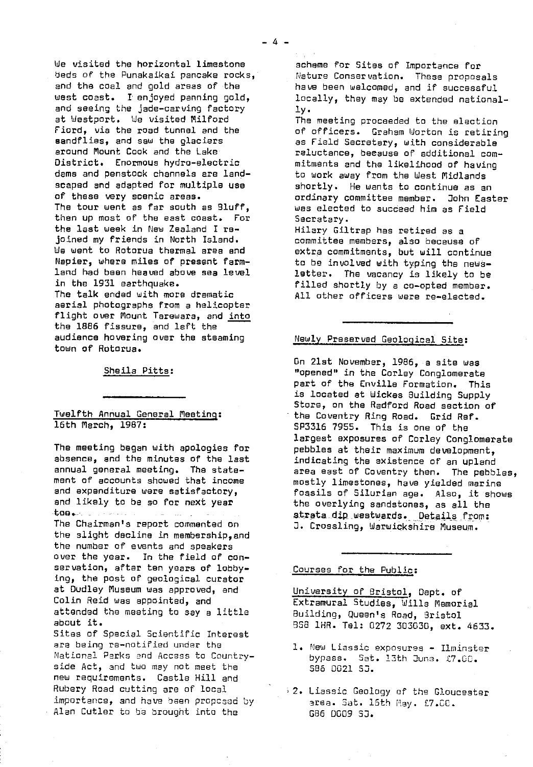We visited the horizontal limestone beds of the Punakaikai pancake rocks, and the coal and gold areas of the west coast. I enjoyed panning gold, and seeing the jade-carving factory at Westport. We visited Milford Fiord, via the road tunnel and the sandflies, and saw the glaciers around Mount Cook and the Lake District. Enormous hydro-electric dams and penstock channels are landscaped and adapted for multiple use of these very scenic areas.

The tour went as far south as Bluff, then up most of the east coast. For the last week in New Zealand I rejoined my friends in North Island. We went to Rotorua thermal area and Napier, where miles of present farmland had been heaved above sea level in the 1931 earthquake.

The talk ended with more dramatic aerial photographs from a helicopter flight over Mount Tarewara, and <u>into</u> the 1886 fissure, and left the audience hovering over the steaming town of Rotorua.

Sheila Pitts:

## Twelfth Annual General Meeting: 16th March, 1987:

The meeting began with apologies for absence, and the minutes of the last annual general meeting. The statement of accounts showed that income and expenditure were satisfactory, and likely to be so for next year too.

The Chairman's report commented on the slight decline in membership, and the number of events and speakers over the year. In the field of conservation, after ten years of lobbying, the post of geological curator at Dudley Museum was approved, and Colin Reid was appointed, and attended the meeting to say a little about it.

Sites of Special Scientific Interest are being re-notified under the National Parks and Access to Countryside Act, and two may not meet the new requirements. Castle Hill and Rubery Road cutting are of local importance, and have been proposed by Alan Cutler to be brought into the scheme for Sites of Importance for Nature Conservation. These proposals have been welcomed, and if successful locally, they may be extended nationally.

The meeting proceeded to the election of officers. Graham Worton is retiring as Field Secretary, with considerable reluctance, because of additional commitments and the likelihood of having to work away from the West Midlands shortly. He wants to continue as an ordinary committee member. John Easter was elected to succeed him as Field Secretary.

Hilary Giltrap has retired as a committee members, also because of extra commitments, but will continue to be involved with typing the newsletter. The vacancy is likely to be filled shortly by a co-opted member. All other officers were re-elected.

## Newly Preserved Geological Site:

On 21st November, 1986, a site was "opened" in the Corley Conglomerate part of the Enville Formation. This is located at Wickes Building Supply Store, on the Radford Road section of the Coventry Ring Road. Grid Ref. SP3316 7955. This is one of the largest exposures of Corley Conglomerate pebbles at their maximum development, indicating the existence of an upland area east of Coventry then. The pebbles, mostly limestones, have yielded marine fossils of Silurian age. Also, it shows the overlying sandstones, as all the strata dip westwards. Details from: J. Crossling, Warwickshire Museum.

## Courses for the Public:

<u>University of Bristol</u>, Dept. of Extramural Studies, Wills Memorial Building, Queen's Road, Bristol BS8 1HR. Tel: 0272 303030, ext. 4633.

1. New Liassic exposures - Ilminster bypass. Sat. 13th June. £7.00. S86 0021 SJ.
2. Liassic Geology of the Gloucester area. Sat. 16th May. £7.00. G86 0009 SJ.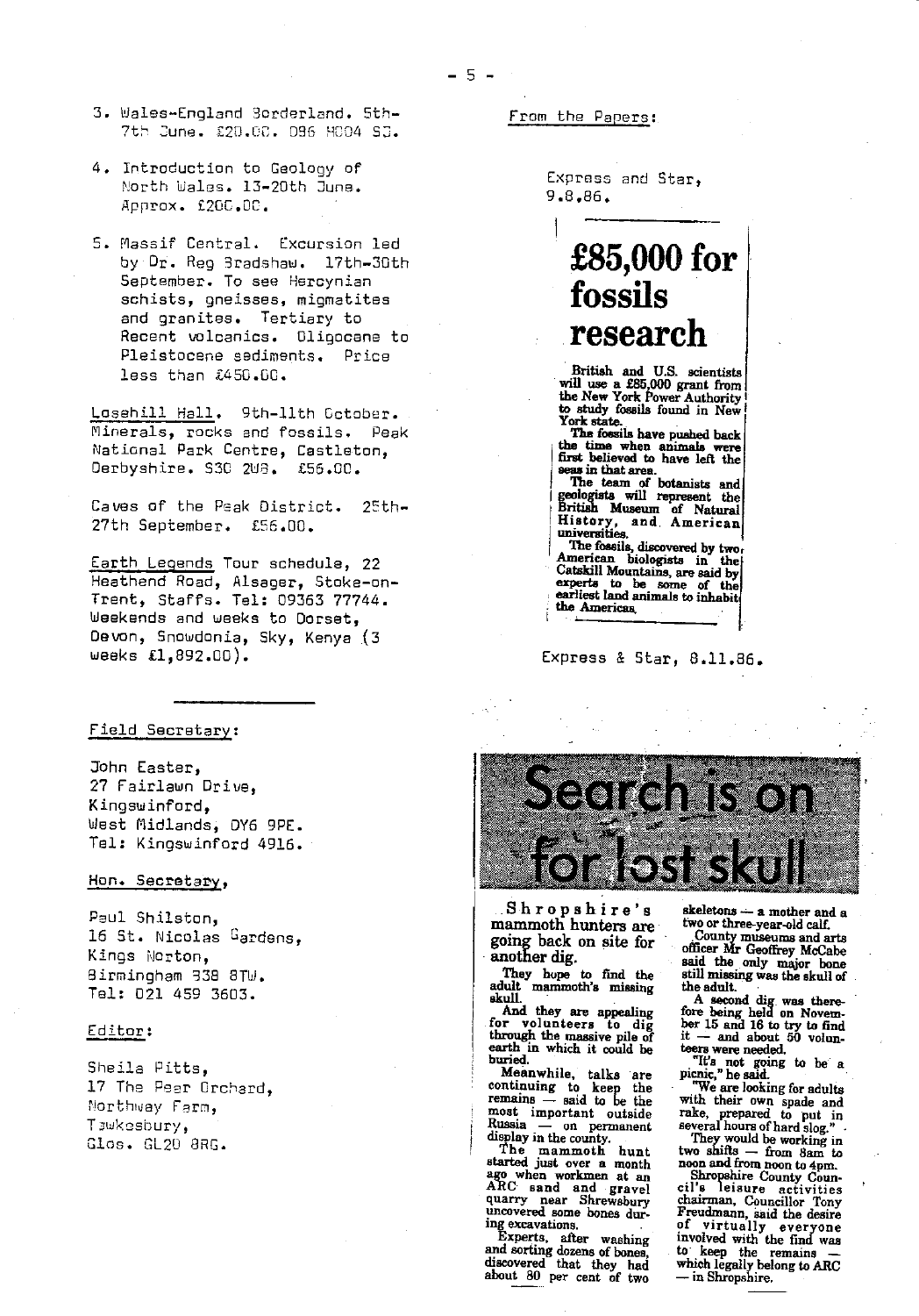3. Wales-England Borderland. 5th-7th June. £20.00. 096 HOO4 SB.

4. Introduction to Geology of North Wales. 13-20th June. Approx. £200.00.

5. Massif Central. Excursion led by Dr. Reg Bradshaw. 17th-30th September. To see Hercynian schists, gneisses, migmatites and granites. Tertiary to Recent volcanics. Oligocene to Pleistocene sediments. Price less than £450.00.

Losehill Hall. 9th-11th October. Minerals, rocks and fossils. Peak National Park Centre, Castleton, Derbyshire. S30 2WB. £56.00.

Caves of the Peak District. 25th-27th September. £56.00.

Earth Legends Tour schedule, 22 Heathend Road, Alsager, Stoke-on-Trent, Staffs. Tel: 09363 77744. Weekends and weeks to Dorset, Devon, Snowdonia, Sky, Kenya (3 weeks £1,892.00).

---

Field Secretary:

John Easter,
27 Fairlawn Drive,
Kingswinford,
West Midlands, DY6 9PE.
Tel: Kingswinford 4916.

Hon. Secretary,

Paul Shilston,
16 St. Nicolas Gardens,
Kings Norton,
Birmingham B38 8TW.
Tel: 021 459 3603.

Editor:

Sheila Pitts,
17 The Pear Orchard,
Northway Farm,
Tewkesbury,
Glos. GL20 8RG.

From the Papers:

Express and Star, 9.8.86.

# £85,000 for fossils research

British and U.S. scientists will use a £85,000 grant from the New York Power Authority to study fossils found in New York state.

The fossils have pushed back the time when animals were first believed to have left the seas in that area.

The team of botanists and geologists will represent the British Museum of Natural History, and American universities.

The fossils, discovered by two American biologists in the Catskill Mountains, are said by experts to be some of the earliest land animals to inhabit the Americas.

Express & Star, 8.11.86.

# Search is on for lost skull

Shropshire's mammoth hunters are going back on site for another dig.

They hope to find the adult mammoth's missing skull.

And they are appealing for volunteers to dig through the massive pile of earth in which it could be buried.

Meanwhile, talks are continuing to keep the remains — said to be the most important outside Russia — on permanent display in the county.

The mammoth hunt started just over a month ago when workmen at an ARC sand and gravel quarry near Shrewsbury uncovered some bones during excavations.

Experts, after washing and sorting dozens of bones, discovered that they had about 80 per cent of two skeletons — a mother and a two or three-year-old calf.

County museums and arts officer Mr Geoffrey McCabe said the only major bone still missing was the skull of the adult.

A second dig was therefore being held on November 15 and 16 to try to find it — and about 50 volunteers were needed.

"It's not going to be a picnic," he said.

"We are looking for adults with their own spade and rake, prepared to put in several hours of hard slog."

They would be working in two shifts — from 8am to noon and from noon to 4pm.

Shropshire County Council's leisure activities chairman, Councillor Tony Freudmann, said the desire of virtually everyone involved with the find was to keep the remains — which legally belong to ARC — in Shropshire.